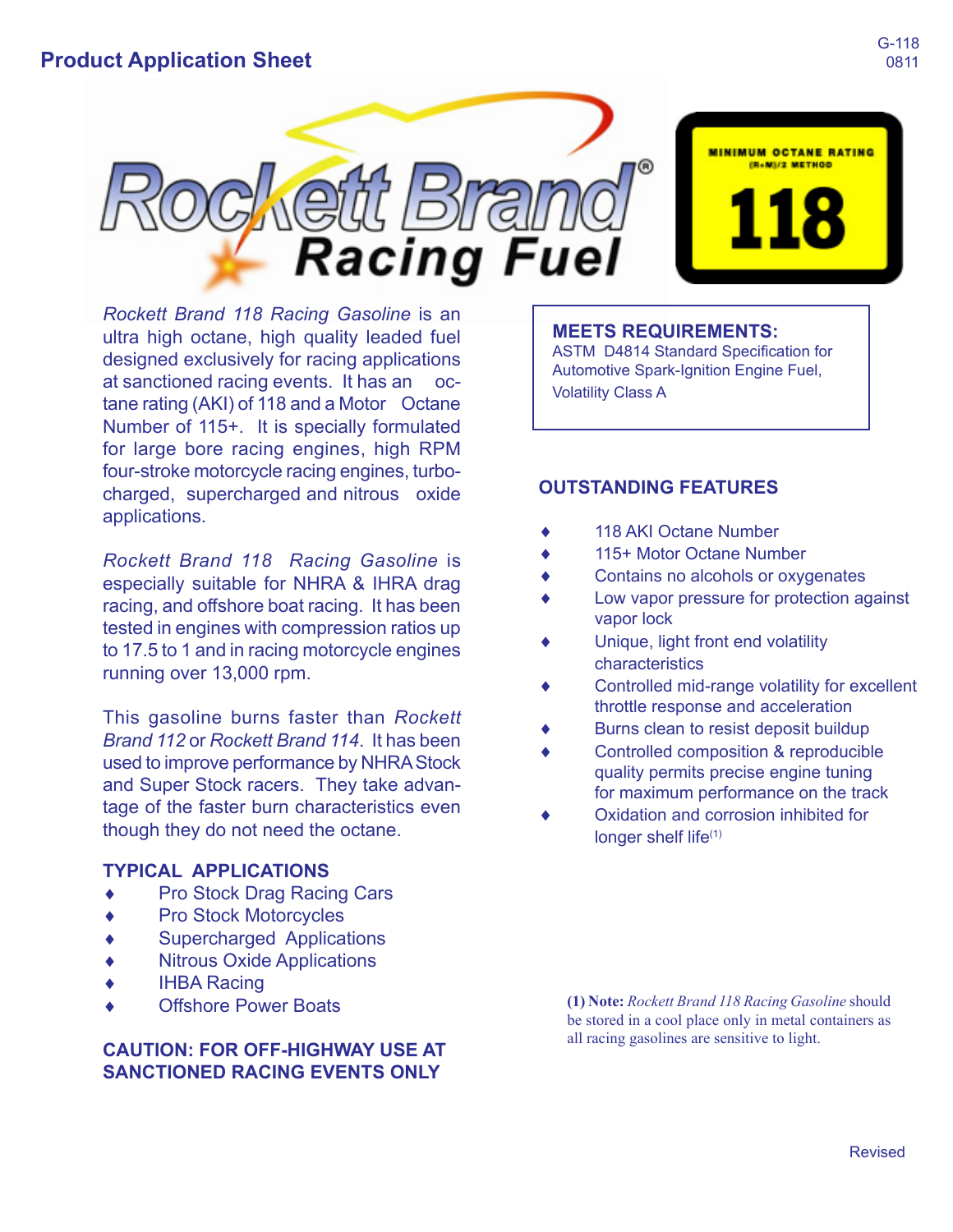## Product Application Sheet

G-118
0811

# Rockett Brand® Racing Fuel

MINIMUM OCTANE RATING
(R+M)/2 METHOD

**118**

*Rockett Brand 118 Racing Gasoline* is an ultra high octane, high quality leaded fuel designed exclusively for racing applications at sanctioned racing events. It has an octane rating (AKI) of 118 and a Motor Octane Number of 115+. It is specially formulated for large bore racing engines, high RPM four-stroke motorcycle racing engines, turbocharged, supercharged and nitrous oxide applications.

*Rockett Brand 118 Racing Gasoline* is especially suitable for NHRA & IHRA drag racing, and offshore boat racing. It has been tested in engines with compression ratios up to 17.5 to 1 and in racing motorcycle engines running over 13,000 rpm.

This gasoline burns faster than *Rockett Brand 112* or *Rockett Brand 114*. It has been used to improve performance by NHRA Stock and Super Stock racers. They take advantage of the faster burn characteristics even though they do not need the octane.

### TYPICAL APPLICATIONS

- Pro Stock Drag Racing Cars
- Pro Stock Motorcycles
- Supercharged Applications
- Nitrous Oxide Applications
- IHBA Racing
- Offshore Power Boats

**CAUTION: FOR OFF-HIGHWAY USE AT SANCTIONED RACING EVENTS ONLY**

### MEETS REQUIREMENTS:

ASTM D4814 Standard Specification for Automotive Spark-Ignition Engine Fuel, Volatility Class A

### OUTSTANDING FEATURES

- 118 AKI Octane Number
- 115+ Motor Octane Number
- Contains no alcohols or oxygenates
- Low vapor pressure for protection against vapor lock
- Unique, light front end volatility characteristics
- Controlled mid-range volatility for excellent throttle response and acceleration
- Burns clean to resist deposit buildup
- Controlled composition & reproducible quality permits precise engine tuning for maximum performance on the track
- Oxidation and corrosion inhibited for longer shelf life[1]

**(1) Note:** *Rockett Brand 118 Racing Gasoline* should be stored in a cool place only in metal containers as all racing gasolines are sensitive to light.

Revised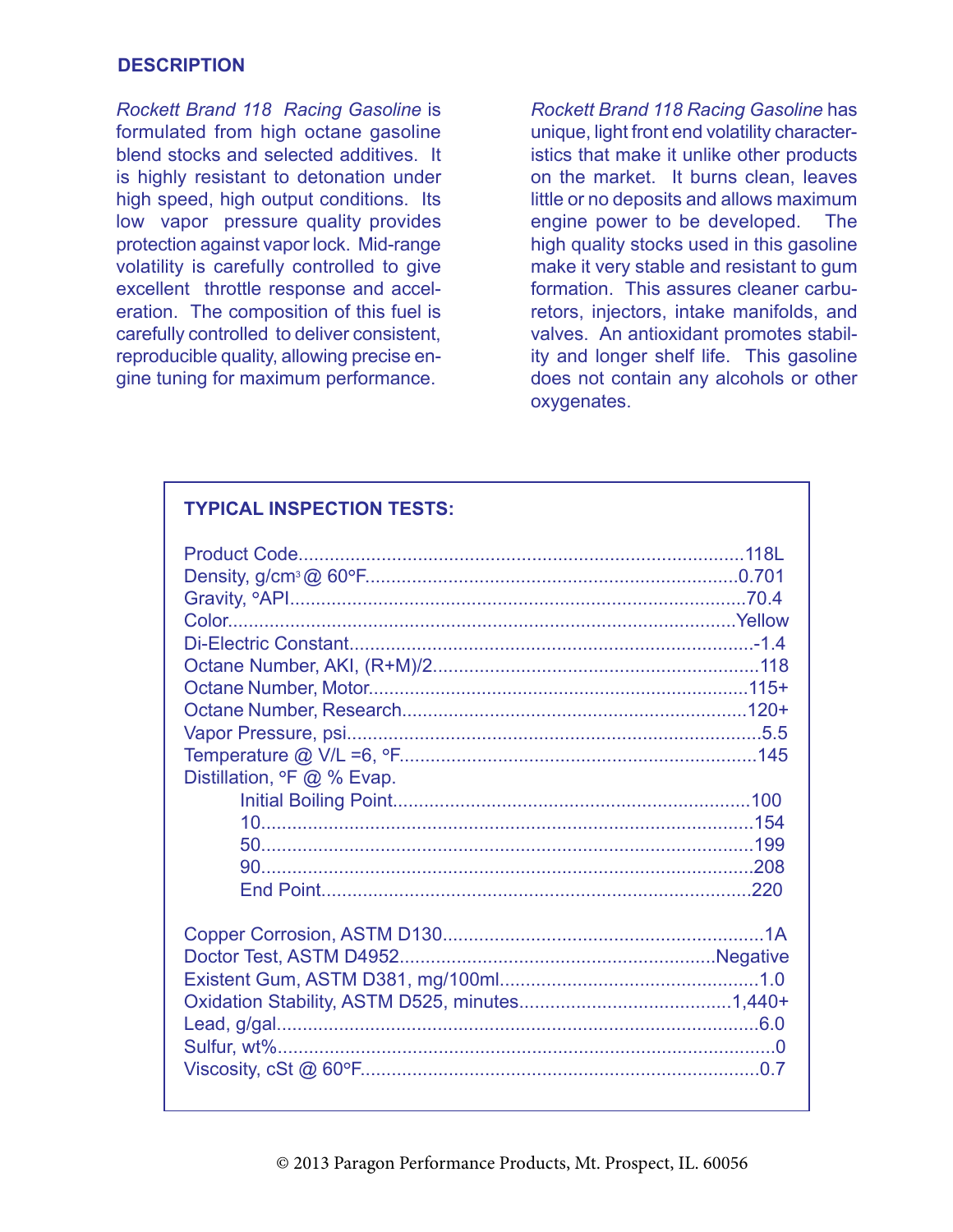## DESCRIPTION

*Rockett Brand 118 Racing Gasoline* is formulated from high octane gasoline blend stocks and selected additives. It is highly resistant to detonation under high speed, high output conditions. Its low vapor pressure quality provides protection against vapor lock. Mid-range volatility is carefully controlled to give excellent throttle response and acceleration. The composition of this fuel is carefully controlled to deliver consistent, reproducible quality, allowing precise engine tuning for maximum performance.

*Rockett Brand 118 Racing Gasoline* has unique, light front end volatility characteristics that make it unlike other products on the market. It burns clean, leaves little or no deposits and allows maximum engine power to be developed. The high quality stocks used in this gasoline make it very stable and resistant to gum formation. This assures cleaner carburetors, injectors, intake manifolds, and valves. An antioxidant promotes stability and longer shelf life. This gasoline does not contain any alcohols or other oxygenates.

### TYPICAL INSPECTION TESTS:

| | |
|---|---|
| Product Code | 118L |
| Density, g/cm³ @ 60°F | 0.701 |
| Gravity, °API | 70.4 |
| Color | Yellow |
| Di-Electric Constant | -1.4 |
| Octane Number, AKI, (R+M)/2 | 118 |
| Octane Number, Motor | 115+ |
| Octane Number, Research | 120+ |
| Vapor Pressure, psi | 5.5 |
| Temperature @ V/L =6, °F | 145 |
| Distillation, °F @ % Evap. | |
| Initial Boiling Point | 100 |
| 10 | 154 |
| 50 | 199 |
| 90 | 208 |
| End Point | 220 |
| Copper Corrosion, ASTM D130 | 1A |
| Doctor Test, ASTM D4952 | Negative |
| Existent Gum, ASTM D381, mg/100ml | 1.0 |
| Oxidation Stability, ASTM D525, minutes | 1,440+ |
| Lead, g/gal | 6.0 |
| Sulfur, wt% | 0 |
| Viscosity, cSt @ 60°F | 0.7 |

© 2013 Paragon Performance Products, Mt. Prospect, IL. 60056